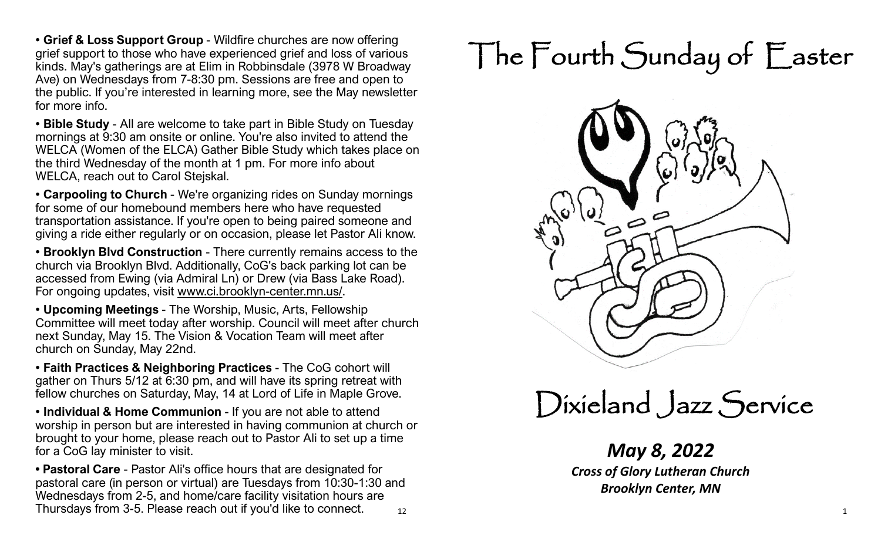• **Grief & Loss Support Group** - Wildfire churches are now offering grief support to those who have experienced grief and loss of various kinds. May's gatherings are at Elim in Robbinsdale (3978 W Broadway Ave) on Wednesdays from 7-8:30 pm. Sessions are free and open to the public. If you're interested in learning more, see the May newsletter for more info.

• **Bible Study** - All are welcome to take part in Bible Study on Tuesday mornings at 9:30 am onsite or online. You're also invited to attend the WELCA (Women of the ELCA) Gather Bible Study which takes place on the third Wednesday of the month at 1 pm. For more info about WELCA, reach out to Carol Stejskal.

• **Carpooling to Church** - We're organizing rides on Sunday mornings for some of our homebound members here who have requested transportation assistance. If you're open to being paired someone and giving a ride either regularly or on occasion, please let Pastor Ali know.

• **Brooklyn Blvd Construction** - There currently remains access to the church via Brooklyn Blvd. Additionally, CoG's back parking lot can be accessed from Ewing (via Admiral Ln) or Drew (via Bass Lake Road). For ongoing updates, visit www.ci.brooklyn-center.mn.us/.

• **Upcoming Meetings** - The Worship, Music, Arts, Fellowship Committee will meet today after worship. Council will meet after church next Sunday, May 15. The Vision & Vocation Team will meet after church on Sunday, May 22nd.

• **Faith Practices & Neighboring Practices** - The CoG cohort will gather on Thurs 5/12 at 6:30 pm, and will have its spring retreat with fellow churches on Saturday, May, 14 at Lord of Life in Maple Grove.

• **Individual & Home Communion** - If you are not able to attend worship in person but are interested in having communion at church or brought to your home, please reach out to Pastor Ali to set up a time for a CoG lay minister to visit.

**• Pastoral Care** - Pastor Ali's office hours that are designated for pastoral care (in person or virtual) are Tuesdays from 10:30-1:30 and Wednesdays from 2-5, and home/care facility visitation hours are Thursdays from 3-5. Please reach out if you'd like to connect.

# The Fourth Sunday of Easter

# Dixieland Jazz Service

***May 8, 2022***

***Cross of Glory Lutheran Church***
***Brooklyn Center, MN***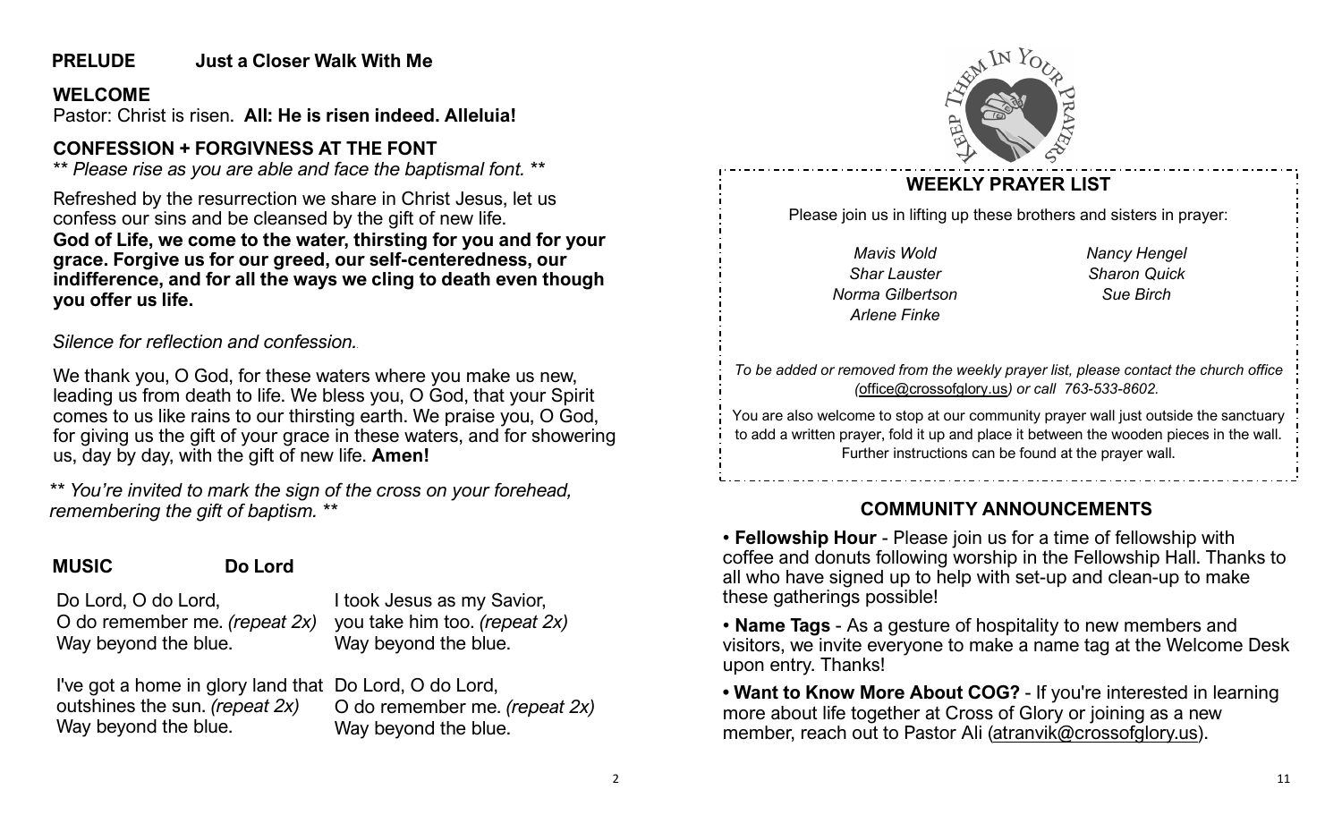**PRELUDE** **Just a Closer Walk With Me**

**WELCOME**

Pastor: Christ is risen. **All: He is risen indeed. Alleluia!**

**CONFESSION + FORGIVNESS AT THE FONT**

*** Please rise as you are able and face the baptismal font. ***

Refreshed by the resurrection we share in Christ Jesus, let us confess our sins and be cleansed by the gift of new life.

**God of Life, we come to the water, thirsting for you and for your grace. Forgive us for our greed, our self-centeredness, our indifference, and for all the ways we cling to death even though you offer us life.**

*Silence for reflection and confession.*

We thank you, O God, for these waters where you make us new, leading us from death to life. We bless you, O God, that your Spirit comes to us like rains to our thirsting earth. We praise you, O God, for giving us the gift of your grace in these waters, and for showering us, day by day, with the gift of new life. **Amen!**

*** You're invited to mark the sign of the cross on your forehead, remembering the gift of baptism. ***

**MUSIC** **Do Lord**

Do Lord, O do Lord,
O do remember me. *(repeat 2x)*
Way beyond the blue.

I took Jesus as my Savior,
you take him too. *(repeat 2x)*
Way beyond the blue.

I've got a home in glory land that outshines the sun. *(repeat 2x)*
Way beyond the blue.

Do Lord, O do Lord,
O do remember me. *(repeat 2x)*
Way beyond the blue.

KEEP THEM IN YOUR PRAYERS

## WEEKLY PRAYER LIST

Please join us in lifting up these brothers and sisters in prayer:

*Mavis Wold*
*Shar Lauster*
*Norma Gilbertson*
*Arlene Finke*
*Nancy Hengel*
*Sharon Quick*
*Sue Birch*

*To be added or removed from the weekly prayer list, please contact the church office (office@crossofglory.us) or call 763-533-8602.*

You are also welcome to stop at our community prayer wall just outside the sanctuary to add a written prayer, fold it up and place it between the wooden pieces in the wall. Further instructions can be found at the prayer wall.

## COMMUNITY ANNOUNCEMENTS

- **Fellowship Hour** - Please join us for a time of fellowship with coffee and donuts following worship in the Fellowship Hall. Thanks to all who have signed up to help with set-up and clean-up to make these gatherings possible!
- **Name Tags** - As a gesture of hospitality to new members and visitors, we invite everyone to make a name tag at the Welcome Desk upon entry. Thanks!
- **Want to Know More About COG?** - If you're interested in learning more about life together at Cross of Glory or joining as a new member, reach out to Pastor Ali (atranvik@crossofglory.us).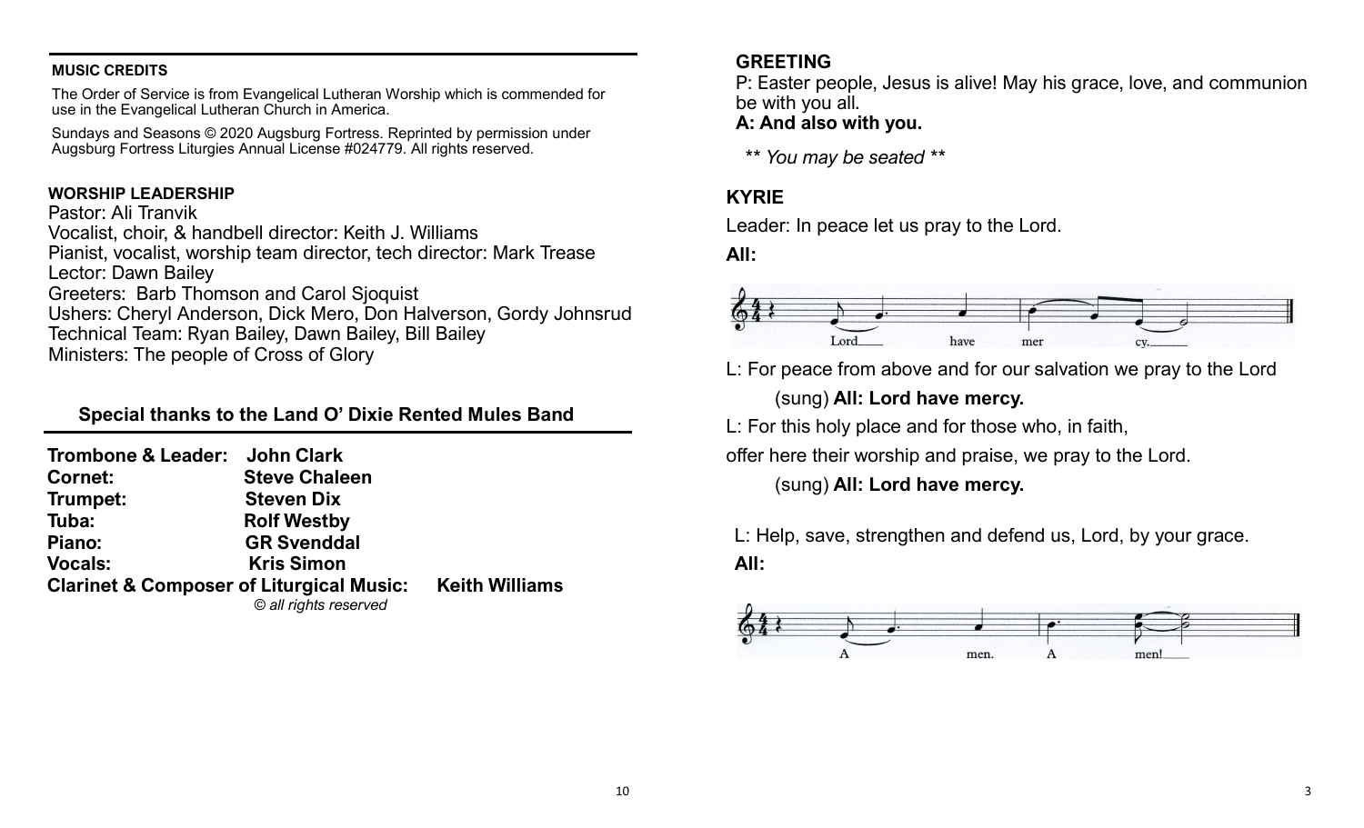**MUSIC CREDITS**

The Order of Service is from Evangelical Lutheran Worship which is commended for use in the Evangelical Lutheran Church in America.

Sundays and Seasons © 2020 Augsburg Fortress. Reprinted by permission under Augsburg Fortress Liturgies Annual License #024779. All rights reserved.

**WORSHIP LEADERSHIP**

Pastor: Ali Tranvik
Vocalist, choir, & handbell director: Keith J. Williams
Pianist, vocalist, worship team director, tech director: Mark Trease
Lector: Dawn Bailey
Greeters: Barb Thomson and Carol Sjoquist
Ushers: Cheryl Anderson, Dick Mero, Don Halverson, Gordy Johnsrud
Technical Team: Ryan Bailey, Dawn Bailey, Bill Bailey
Ministers: The people of Cross of Glory

**Special thanks to the Land O' Dixie Rented Mules Band**

**Trombone & Leader: John Clark**
**Cornet: Steve Chaleen**
**Trumpet: Steven Dix**
**Tuba: Rolf Westby**
**Piano: GR Svenddal**
**Vocals: Kris Simon**
**Clarinet & Composer of Liturgical Music: Keith Williams**

*© all rights reserved*

**GREETING**

P: Easter people, Jesus is alive! May his grace, love, and communion be with you all.
**A: And also with you.**

*\*\* You may be seated \*\**

**KYRIE**

Leader: In peace let us pray to the Lord.

**All:**

Lord have mercy.

L: For peace from above and for our salvation we pray to the Lord

(sung) **All: Lord have mercy.**

L: For this holy place and for those who, in faith,
offer here their worship and praise, we pray to the Lord.

(sung) **All: Lord have mercy.**

L: Help, save, strengthen and defend us, Lord, by your grace.

**All:**

Amen. Amen!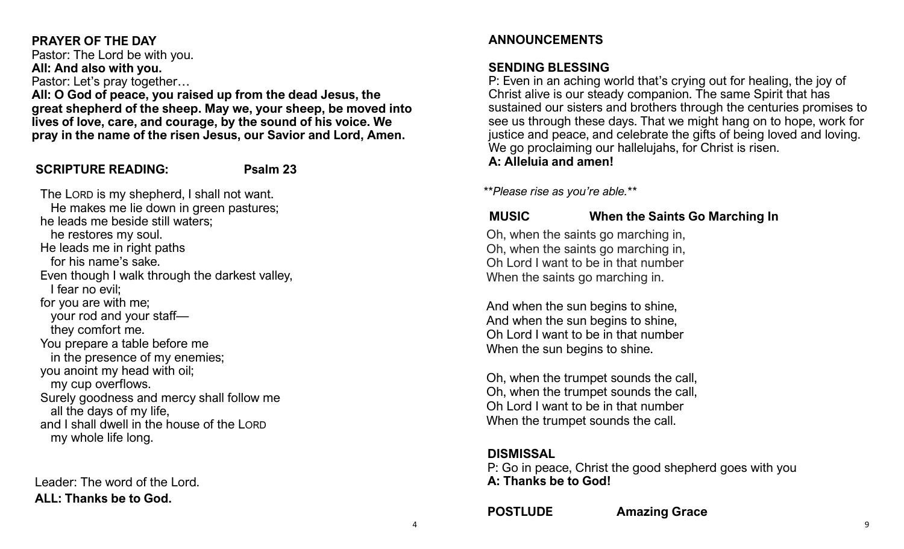## PRAYER OF THE DAY

Pastor: The Lord be with you.
**All: And also with you.**
Pastor: Let's pray together…
**All: O God of peace, you raised up from the dead Jesus, the great shepherd of the sheep. May we, your sheep, be moved into lives of love, care, and courage, by the sound of his voice. We pray in the name of the risen Jesus, our Savior and Lord, Amen.**

## SCRIPTURE READING: Psalm 23

The LORD is my shepherd, I shall not want.
He makes me lie down in green pastures;
he leads me beside still waters;
he restores my soul.
He leads me in right paths
for his name's sake.
Even though I walk through the darkest valley,
I fear no evil;
for you are with me;
your rod and your staff—
they comfort me.
You prepare a table before me
in the presence of my enemies;
you anoint my head with oil;
my cup overflows.
Surely goodness and mercy shall follow me
all the days of my life,
and I shall dwell in the house of the LORD
my whole life long.

Leader: The word of the Lord.
**ALL: Thanks be to God.**

## ANNOUNCEMENTS

## SENDING BLESSING

P: Even in an aching world that's crying out for healing, the joy of Christ alive is our steady companion. The same Spirit that has sustained our sisters and brothers through the centuries promises to see us through these days. That we might hang on to hope, work for justice and peace, and celebrate the gifts of being loved and loving. We go proclaiming our hallelujahs, for Christ is risen.
**A: Alleluia and amen!**

*\*\*Please rise as you're able.\*\**

## MUSIC When the Saints Go Marching In

Oh, when the saints go marching in,
Oh, when the saints go marching in,
Oh Lord I want to be in that number
When the saints go marching in.

And when the sun begins to shine,
And when the sun begins to shine,
Oh Lord I want to be in that number
When the sun begins to shine.

Oh, when the trumpet sounds the call,
Oh, when the trumpet sounds the call,
Oh Lord I want to be in that number
When the trumpet sounds the call.

## DISMISSAL

P: Go in peace, Christ the good shepherd goes with you
**A: Thanks be to God!**

## POSTLUDE Amazing Grace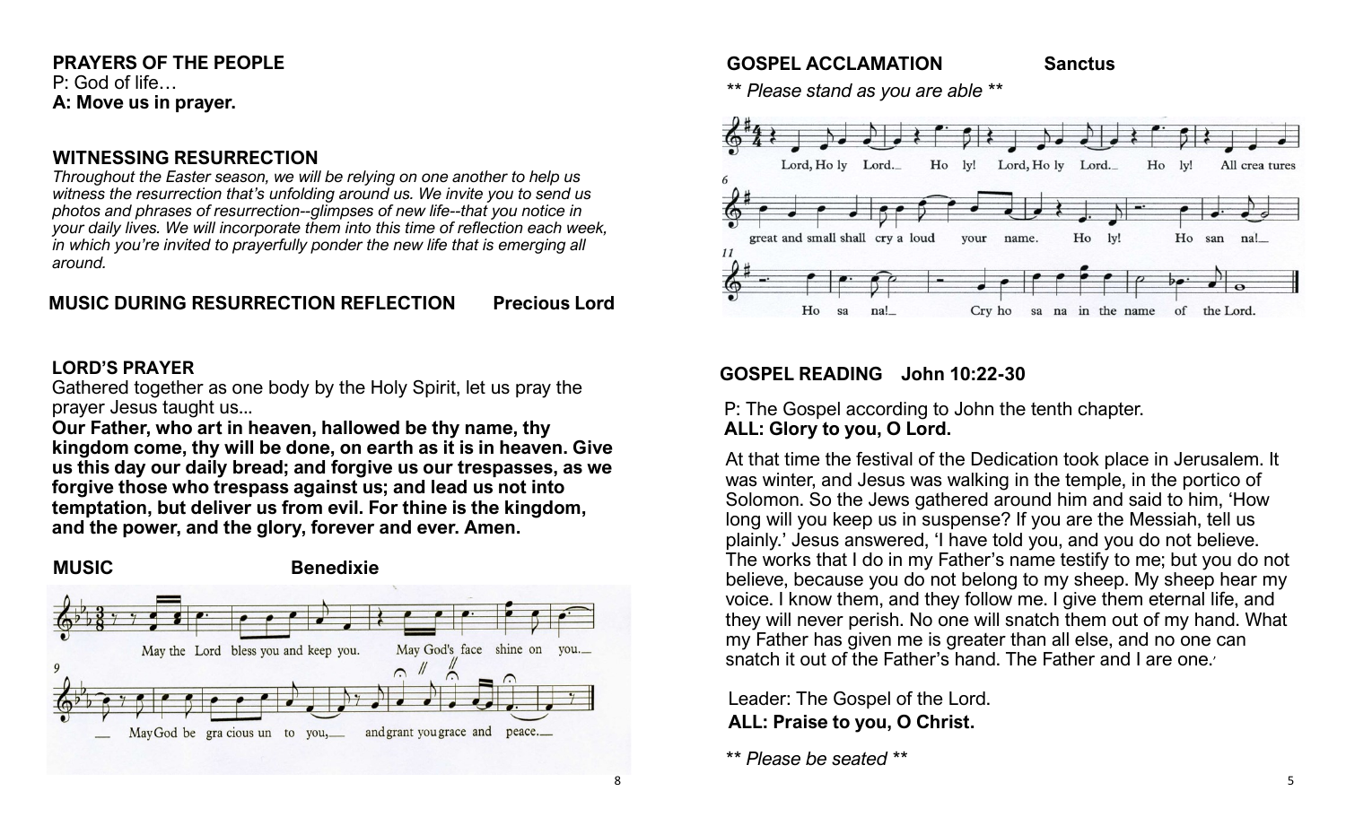**PRAYERS OF THE PEOPLE**
P: God of life…
**A: Move us in prayer.**

**WITNESSING RESURRECTION**

*Throughout the Easter season, we will be relying on one another to help us witness the resurrection that's unfolding around us. We invite you to send us photos and phrases of resurrection--glimpses of new life--that you notice in your daily lives. We will incorporate them into this time of reflection each week, in which you're invited to prayerfully ponder the new life that is emerging all around.*

**MUSIC DURING RESURRECTION REFLECTION    Precious Lord**

**LORD'S PRAYER**

Gathered together as one body by the Holy Spirit, let us pray the prayer Jesus taught us...

**Our Father, who art in heaven, hallowed be thy name, thy kingdom come, thy will be done, on earth as it is in heaven. Give us this day our daily bread; and forgive us our trespasses, as we forgive those who trespass against us; and lead us not into temptation, but deliver us from evil. For thine is the kingdom, and the power, and the glory, forever and ever. Amen.**

**MUSIC    Benedixie**

May the Lord bless you and keep you. May God's face shine on you.__ May God be gra cious un to you,__ and grant you grace and peace.__

**GOSPEL ACCLAMATION    Sanctus**

*\*\* Please stand as you are able \*\**

Lord, Ho ly Lord.__ Ho ly! Lord, Ho ly Lord.__ Ho ly! All crea tures great and small shall cry a loud your name. Ho ly! Ho san na!__ Ho sa na!__ Cry ho sa na in the name of the Lord.

**GOSPEL READING    John 10:22-30**

P: The Gospel according to John the tenth chapter.
**ALL: Glory to you, O Lord.**

At that time the festival of the Dedication took place in Jerusalem. It was winter, and Jesus was walking in the temple, in the portico of Solomon. So the Jews gathered around him and said to him, 'How long will you keep us in suspense? If you are the Messiah, tell us plainly.' Jesus answered, 'I have told you, and you do not believe. The works that I do in my Father's name testify to me; but you do not believe, because you do not belong to my sheep. My sheep hear my voice. I know them, and they follow me. I give them eternal life, and they will never perish. No one will snatch them out of my hand. What my Father has given me is greater than all else, and no one can snatch it out of the Father's hand. The Father and I are one.'

Leader: The Gospel of the Lord.
**ALL: Praise to you, O Christ.**

*\*\* Please be seated \*\**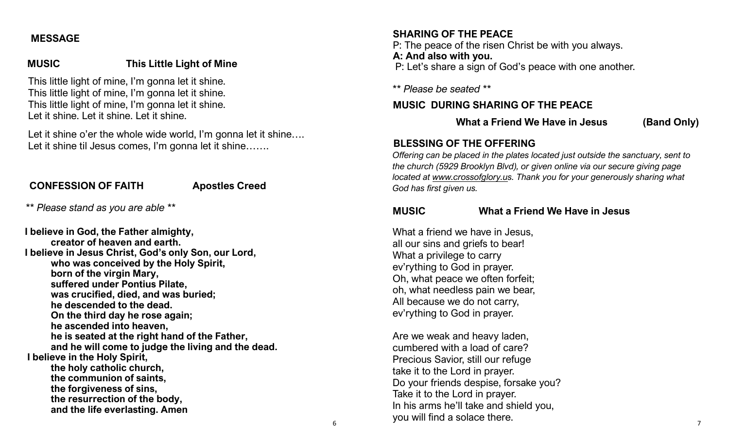## MESSAGE

## MUSIC — This Little Light of Mine

This little light of mine, I'm gonna let it shine.
This little light of mine, I'm gonna let it shine.
This little light of mine, I'm gonna let it shine.
Let it shine. Let it shine. Let it shine.

Let it shine o'er the whole wide world, I'm gonna let it shine….
Let it shine til Jesus comes, I'm gonna let it shine…….

## CONFESSION OF FAITH — Apostles Creed

*\*\* Please stand as you are able \*\**

**I believe in God, the Father almighty,**
**creator of heaven and earth.**
**I believe in Jesus Christ, God's only Son, our Lord,**
**who was conceived by the Holy Spirit,**
**born of the virgin Mary,**
**suffered under Pontius Pilate,**
**was crucified, died, and was buried;**
**he descended to the dead.**
**On the third day he rose again;**
**he ascended into heaven,**
**he is seated at the right hand of the Father,**
**and he will come to judge the living and the dead.**
**I believe in the Holy Spirit,**
**the holy catholic church,**
**the communion of saints,**
**the forgiveness of sins,**
**the resurrection of the body,**
**and the life everlasting. Amen**

## SHARING OF THE PEACE

P: The peace of the risen Christ be with you always.
**A: And also with you.**
P: Let's share a sign of God's peace with one another.

*\*\* Please be seated \*\**

## MUSIC DURING SHARING OF THE PEACE

**What a Friend We Have in Jesus (Band Only)**

## BLESSING OF THE OFFERING

*Offering can be placed in the plates located just outside the sanctuary, sent to the church (5929 Brooklyn Blvd), or given online via our secure giving page located at www.crossofglory.us. Thank you for your generously sharing what God has first given us.*

## MUSIC — What a Friend We Have in Jesus

What a friend we have in Jesus,
all our sins and griefs to bear!
What a privilege to carry
ev'rything to God in prayer.
Oh, what peace we often forfeit;
oh, what needless pain we bear,
All because we do not carry,
ev'rything to God in prayer.

Are we weak and heavy laden,
cumbered with a load of care?
Precious Savior, still our refuge
take it to the Lord in prayer.
Do your friends despise, forsake you?
Take it to the Lord in prayer.
In his arms he'll take and shield you,
you will find a solace there.